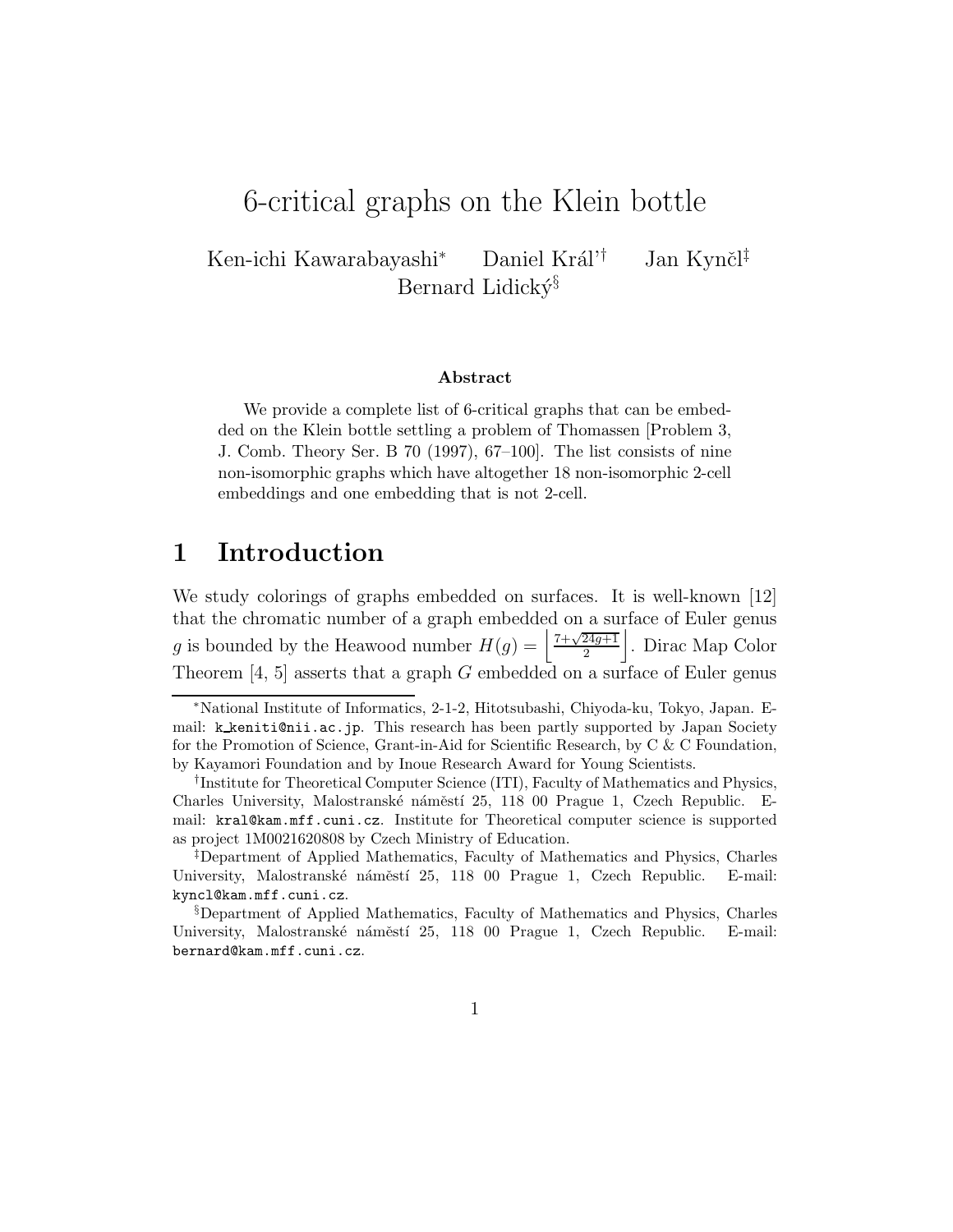# 6-critical graphs on the Klein bottle

Ken-ichi Kawarabayashi* Daniel Král'[†] Jan Kynčl[‡] Bernard Lidický[§]

### Abstract

We provide a complete list of 6-critical graphs that can be embedded on the Klein bottle settling a problem of Thomassen [Problem 3, J. Comb. Theory Ser. B 70 (1997), 67–100]. The list consists of nine non-isomorphic graphs which have altogether 18 non-isomorphic 2-cell embeddings and one embedding that is not 2-cell.

## 1 Introduction

We study colorings of graphs embedded on surfaces. It is well-known [12] that the chromatic number of a graph embedded on a surface of Euler genus $g$ is bounded by the Heawood number $H(g) = \left\lfloor \frac{7+\sqrt{24g+1}}{2} \right\rfloor$. Dirac Map Color Theorem [4, 5] asserts that a graph $G$ embedded on a surface of Euler genus

---

*National Institute of Informatics, 2-1-2, Hitotsubashi, Chiyoda-ku, Tokyo, Japan. E-mail: `k_keniti@nii.ac.jp`. This research has been partly supported by Japan Society for the Promotion of Science, Grant-in-Aid for Scientific Research, by C & C Foundation, by Kayamori Foundation and by Inoue Research Award for Young Scientists.

[†]Institute for Theoretical Computer Science (ITI), Faculty of Mathematics and Physics, Charles University, Malostranské náměstí 25, 118 00 Prague 1, Czech Republic. E-mail: `kral@kam.mff.cuni.cz`. Institute for Theoretical computer science is supported as project 1M0021620808 by Czech Ministry of Education.

[‡]Department of Applied Mathematics, Faculty of Mathematics and Physics, Charles University, Malostranské náměstí 25, 118 00 Prague 1, Czech Republic. E-mail: `kyncl@kam.mff.cuni.cz`.

[§]Department of Applied Mathematics, Faculty of Mathematics and Physics, Charles University, Malostranské náměstí 25, 118 00 Prague 1, Czech Republic. E-mail: `bernard@kam.mff.cuni.cz`.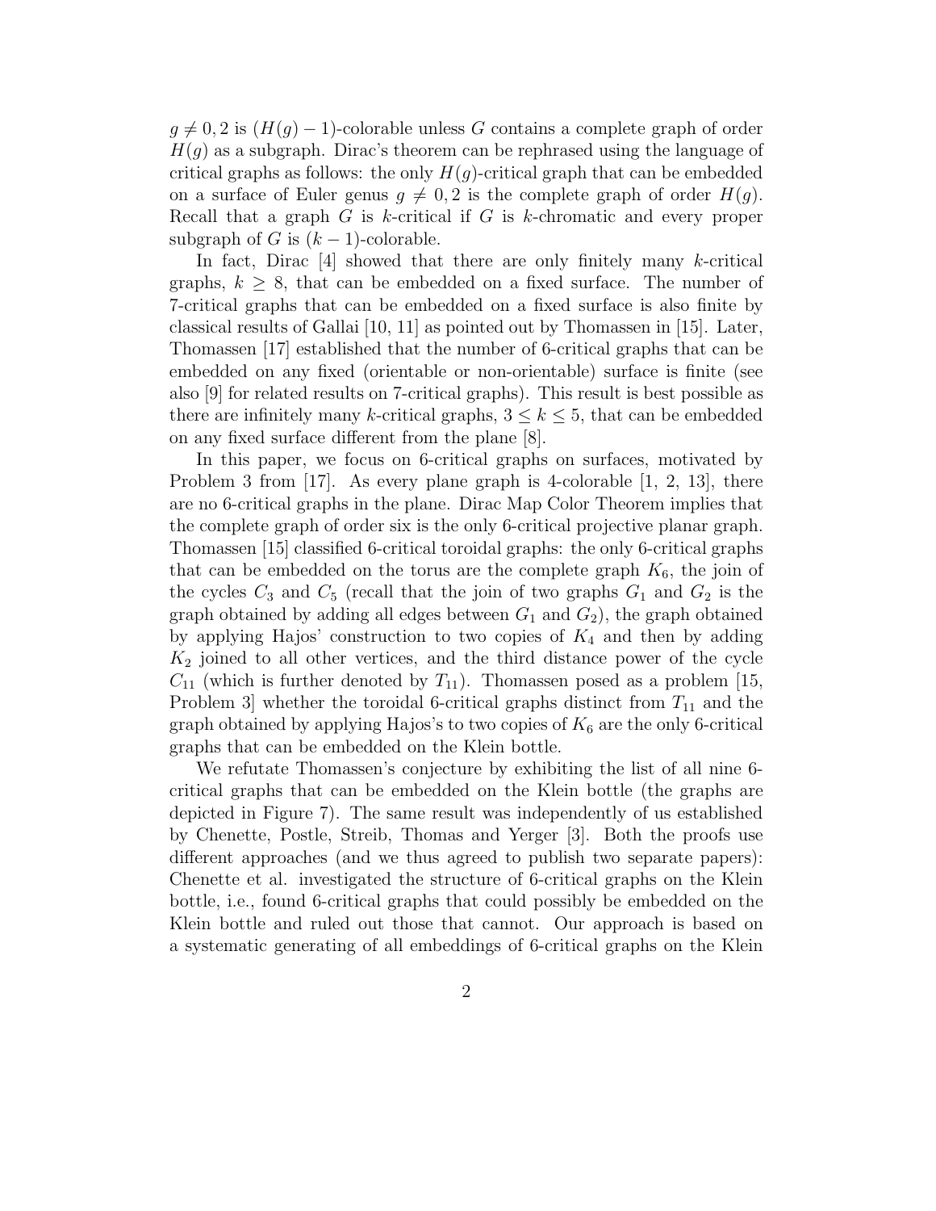$g \neq 0, 2$ is $(H(g)-1)$-colorable unless $G$ contains a complete graph of order $H(g)$ as a subgraph. Dirac's theorem can be rephrased using the language of critical graphs as follows: the only $H(g)$-critical graph that can be embedded on a surface of Euler genus $g \neq 0, 2$ is the complete graph of order $H(g)$. Recall that a graph $G$ is $k$-critical if $G$ is $k$-chromatic and every proper subgraph of $G$ is $(k-1)$-colorable.

In fact, Dirac [4] showed that there are only finitely many $k$-critical graphs, $k \geq 8$, that can be embedded on a fixed surface. The number of 7-critical graphs that can be embedded on a fixed surface is also finite by classical results of Gallai [10, 11] as pointed out by Thomassen in [15]. Later, Thomassen [17] established that the number of 6-critical graphs that can be embedded on any fixed (orientable or non-orientable) surface is finite (see also [9] for related results on 7-critical graphs). This result is best possible as there are infinitely many $k$-critical graphs, $3 \leq k \leq 5$, that can be embedded on any fixed surface different from the plane [8].

In this paper, we focus on 6-critical graphs on surfaces, motivated by Problem 3 from [17]. As every plane graph is 4-colorable [1, 2, 13], there are no 6-critical graphs in the plane. Dirac Map Color Theorem implies that the complete graph of order six is the only 6-critical projective planar graph. Thomassen [15] classified 6-critical toroidal graphs: the only 6-critical graphs that can be embedded on the torus are the complete graph $K_6$, the join of the cycles $C_3$ and $C_5$ (recall that the join of two graphs $G_1$ and $G_2$ is the graph obtained by adding all edges between $G_1$ and $G_2$), the graph obtained by applying Hajos' construction to two copies of $K_4$ and then by adding $K_2$ joined to all other vertices, and the third distance power of the cycle $C_{11}$ (which is further denoted by $T_{11}$). Thomassen posed as a problem [15, Problem 3] whether the toroidal 6-critical graphs distinct from $T_{11}$ and the graph obtained by applying Hajos's to two copies of $K_6$ are the only 6-critical graphs that can be embedded on the Klein bottle.

We refutate Thomassen's conjecture by exhibiting the list of all nine 6-critical graphs that can be embedded on the Klein bottle (the graphs are depicted in Figure 7). The same result was independently of us established by Chenette, Postle, Streib, Thomas and Yerger [3]. Both the proofs use different approaches (and we thus agreed to publish two separate papers): Chenette et al. investigated the structure of 6-critical graphs on the Klein bottle, i.e., found 6-critical graphs that could possibly be embedded on the Klein bottle and ruled out those that cannot. Our approach is based on a systematic generating of all embeddings of 6-critical graphs on the Klein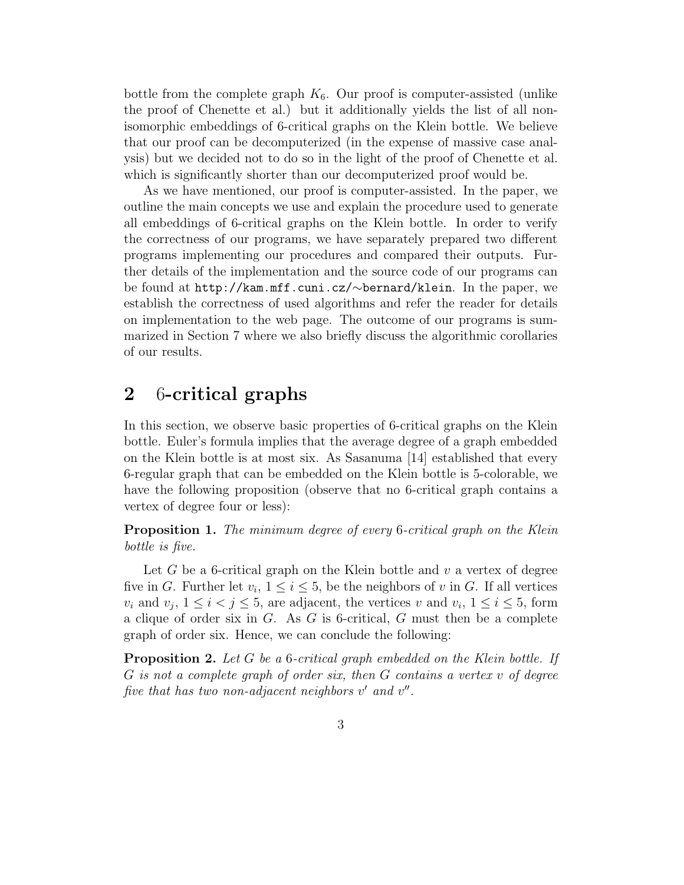bottle from the complete graph $K_6$. Our proof is computer-assisted (unlike the proof of Chenette et al.) but it additionally yields the list of all non-isomorphic embeddings of 6-critical graphs on the Klein bottle. We believe that our proof can be decomputerized (in the expense of massive case analysis) but we decided not to do so in the light of the proof of Chenette et al. which is significantly shorter than our decomputerized proof would be.

As we have mentioned, our proof is computer-assisted. In the paper, we outline the main concepts we use and explain the procedure used to generate all embeddings of 6-critical graphs on the Klein bottle. In order to verify the correctness of our programs, we have separately prepared two different programs implementing our procedures and compared their outputs. Further details of the implementation and the source code of our programs can be found at `http://kam.mff.cuni.cz/∼bernard/klein`. In the paper, we establish the correctness of used algorithms and refer the reader for details on implementation to the web page. The outcome of our programs is summarized in Section 7 where we also briefly discuss the algorithmic corollaries of our results.

## 2 6-critical graphs

In this section, we observe basic properties of 6-critical graphs on the Klein bottle. Euler's formula implies that the average degree of a graph embedded on the Klein bottle is at most six. As Sasanuma [14] established that every 6-regular graph that can be embedded on the Klein bottle is 5-colorable, we have the following proposition (observe that no 6-critical graph contains a vertex of degree four or less):

**Proposition 1.** *The minimum degree of every 6-critical graph on the Klein bottle is five.*

Let $G$ be a 6-critical graph on the Klein bottle and $v$ a vertex of degree five in $G$. Further let $v_i$, $1 \le i \le 5$, be the neighbors of $v$ in $G$. If all vertices $v_i$ and $v_j$, $1 \le i < j \le 5$, are adjacent, the vertices $v$ and $v_i$, $1 \le i \le 5$, form a clique of order six in $G$. As $G$ is 6-critical, $G$ must then be a complete graph of order six. Hence, we can conclude the following:

**Proposition 2.** *Let $G$ be a 6-critical graph embedded on the Klein bottle. If $G$ is not a complete graph of order six, then $G$ contains a vertex $v$ of degree five that has two non-adjacent neighbors $v'$ and $v''$.*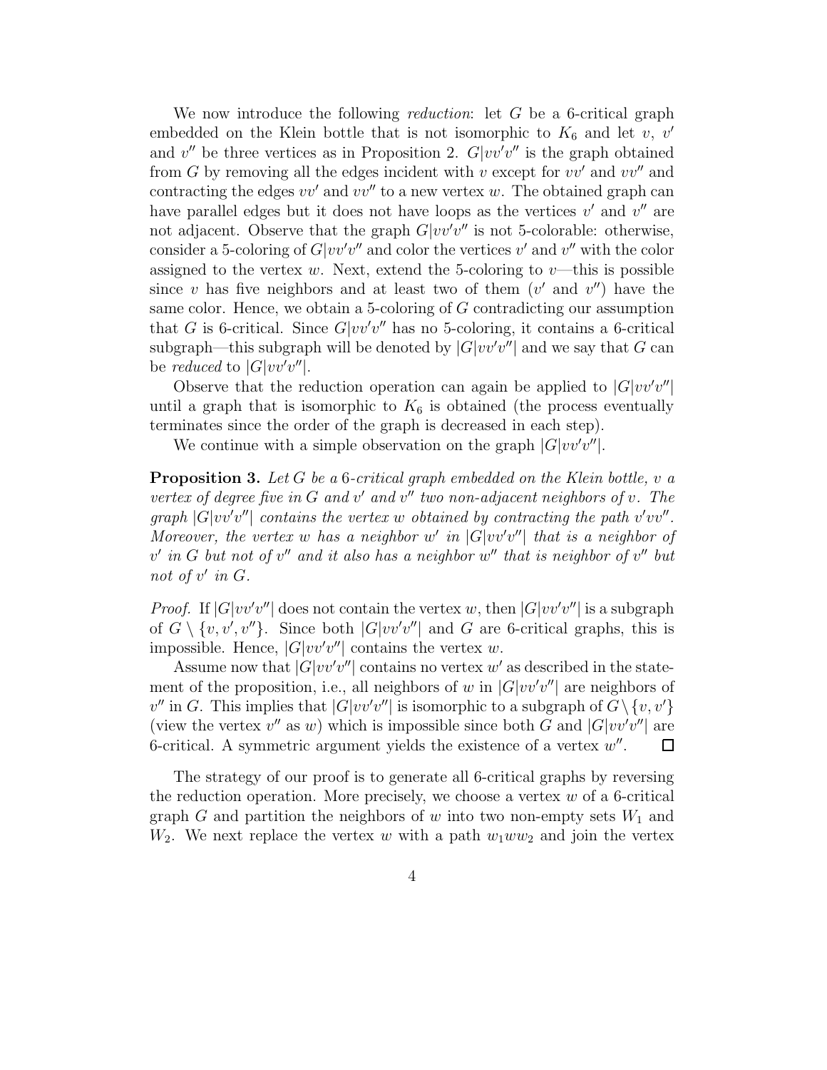We now introduce the following *reduction*: let $G$ be a 6-critical graph embedded on the Klein bottle that is not isomorphic to $K_6$ and let $v$, $v'$ and $v''$ be three vertices as in Proposition 2. $G|vv'v''$ is the graph obtained from $G$ by removing all the edges incident with $v$ except for $vv'$ and $vv''$ and contracting the edges $vv'$ and $vv''$ to a new vertex $w$. The obtained graph can have parallel edges but it does not have loops as the vertices $v'$ and $v''$ are not adjacent. Observe that the graph $G|vv'v''$ is not 5-colorable: otherwise, consider a 5-coloring of $G|vv'v''$ and color the vertices $v'$ and $v''$ with the color assigned to the vertex $w$. Next, extend the 5-coloring to $v$—this is possible since $v$ has five neighbors and at least two of them ($v'$ and $v''$) have the same color. Hence, we obtain a 5-coloring of $G$ contradicting our assumption that $G$ is 6-critical. Since $G|vv'v''$ has no 5-coloring, it contains a 6-critical subgraph—this subgraph will be denoted by $|G|vv'v''|$ and we say that $G$ can be *reduced* to $|G|vv'v''|$.

Observe that the reduction operation can again be applied to $|G|vv'v''|$ until a graph that is isomorphic to $K_6$ is obtained (the process eventually terminates since the order of the graph is decreased in each step).

We continue with a simple observation on the graph $|G|vv'v''|$.

**Proposition 3.** *Let $G$ be a 6-critical graph embedded on the Klein bottle, $v$ a vertex of degree five in $G$ and $v'$ and $v''$ two non-adjacent neighbors of $v$. The graph $|G|vv'v''|$ contains the vertex $w$ obtained by contracting the path $v'vv''$. Moreover, the vertex $w$ has a neighbor $w'$ in $|G|vv'v''|$ that is a neighbor of $v'$ in $G$ but not of $v''$ and it also has a neighbor $w''$ that is neighbor of $v''$ but not of $v'$ in $G$.*

*Proof.* If $|G|vv'v''|$ does not contain the vertex $w$, then $|G|vv'v''|$ is a subgraph of $G \setminus \{v, v', v''\}$. Since both $|G|vv'v''|$ and $G$ are 6-critical graphs, this is impossible. Hence, $|G|vv'v''|$ contains the vertex $w$.

Assume now that $|G|vv'v''|$ contains no vertex $w'$ as described in the statement of the proposition, i.e., all neighbors of $w$ in $|G|vv'v''|$ are neighbors of $v''$ in $G$. This implies that $|G|vv'v''|$ is isomorphic to a subgraph of $G \setminus \{v, v'\}$ (view the vertex $v''$ as $w$) which is impossible since both $G$ and $|G|vv'v''|$ are 6-critical. A symmetric argument yields the existence of a vertex $w''$. □

The strategy of our proof is to generate all 6-critical graphs by reversing the reduction operation. More precisely, we choose a vertex $w$ of a 6-critical graph $G$ and partition the neighbors of $w$ into two non-empty sets $W_1$ and $W_2$. We next replace the vertex $w$ with a path $w_1ww_2$ and join the vertex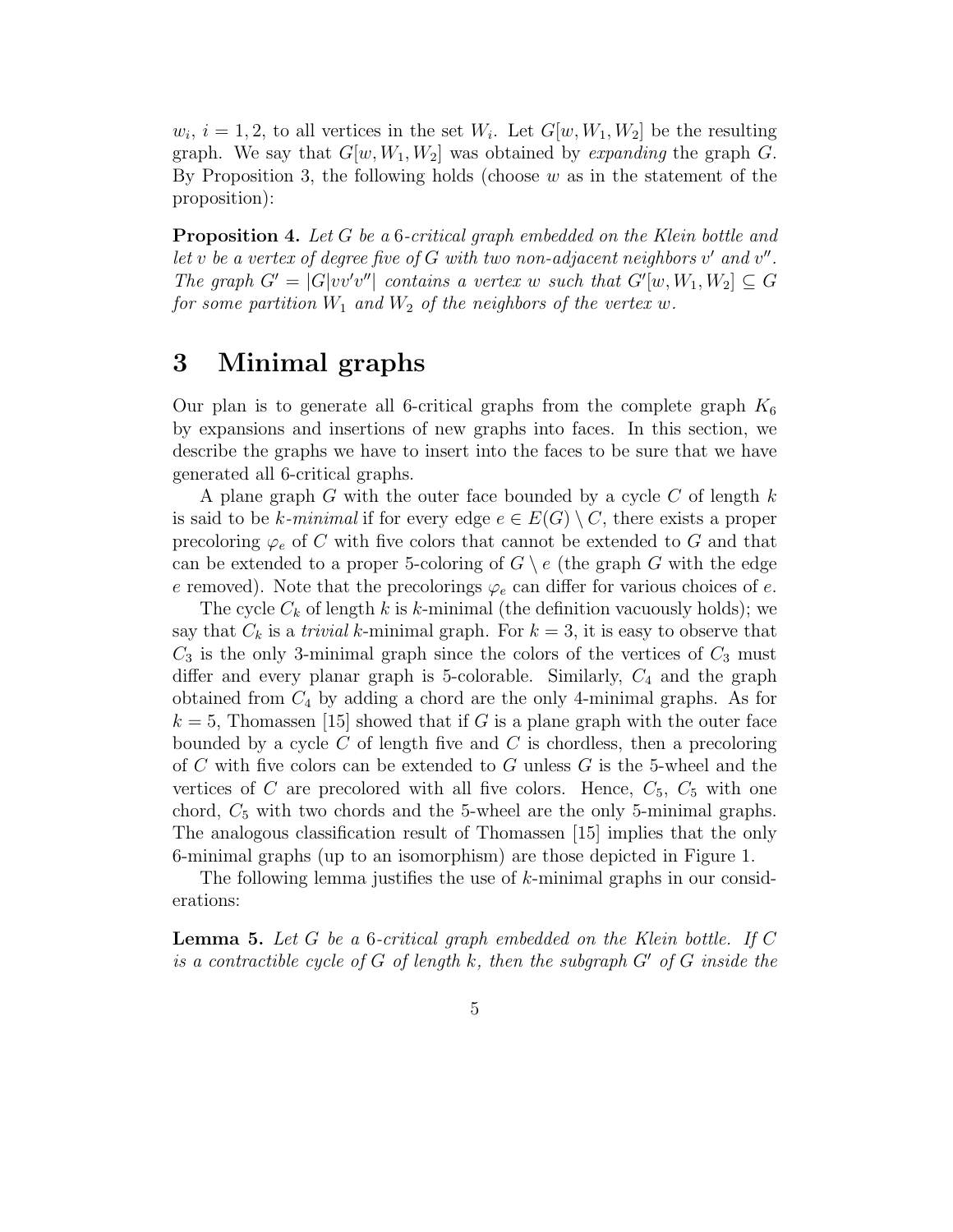$w_i$, $i = 1, 2$, to all vertices in the set $W_i$. Let $G[w, W_1, W_2]$ be the resulting graph. We say that $G[w, W_1, W_2]$ was obtained by *expanding* the graph $G$. By Proposition 3, the following holds (choose $w$ as in the statement of the proposition):

**Proposition 4.** *Let $G$ be a 6-critical graph embedded on the Klein bottle and let $v$ be a vertex of degree five of $G$ with two non-adjacent neighbors $v'$ and $v''$. The graph $G' = |G|vv'v''|$ contains a vertex $w$ such that $G'[w, W_1, W_2] \subseteq G$ for some partition $W_1$ and $W_2$ of the neighbors of the vertex $w$.*

# 3 Minimal graphs

Our plan is to generate all 6-critical graphs from the complete graph $K_6$ by expansions and insertions of new graphs into faces. In this section, we describe the graphs we have to insert into the faces to be sure that we have generated all 6-critical graphs.

A plane graph $G$ with the outer face bounded by a cycle $C$ of length $k$ is said to be *$k$-minimal* if for every edge $e \in E(G) \setminus C$, there exists a proper precoloring $\varphi_e$ of $C$ with five colors that cannot be extended to $G$ and that can be extended to a proper 5-coloring of $G \setminus e$ (the graph $G$ with the edge $e$ removed). Note that the precolorings $\varphi_e$ can differ for various choices of $e$.

The cycle $C_k$ of length $k$ is $k$-minimal (the definition vacuously holds); we say that $C_k$ is a *trivial* $k$-minimal graph. For $k = 3$, it is easy to observe that $C_3$ is the only 3-minimal graph since the colors of the vertices of $C_3$ must differ and every planar graph is 5-colorable. Similarly, $C_4$ and the graph obtained from $C_4$ by adding a chord are the only 4-minimal graphs. As for $k = 5$, Thomassen [15] showed that if $G$ is a plane graph with the outer face bounded by a cycle $C$ of length five and $C$ is chordless, then a precoloring of $C$ with five colors can be extended to $G$ unless $G$ is the 5-wheel and the vertices of $C$ are precolored with all five colors. Hence, $C_5$, $C_5$ with one chord, $C_5$ with two chords and the 5-wheel are the only 5-minimal graphs. The analogous classification result of Thomassen [15] implies that the only 6-minimal graphs (up to an isomorphism) are those depicted in Figure 1.

The following lemma justifies the use of $k$-minimal graphs in our considerations:

**Lemma 5.** *Let $G$ be a 6-critical graph embedded on the Klein bottle. If $C$ is a contractible cycle of $G$ of length $k$, then the subgraph $G'$ of $G$ inside the*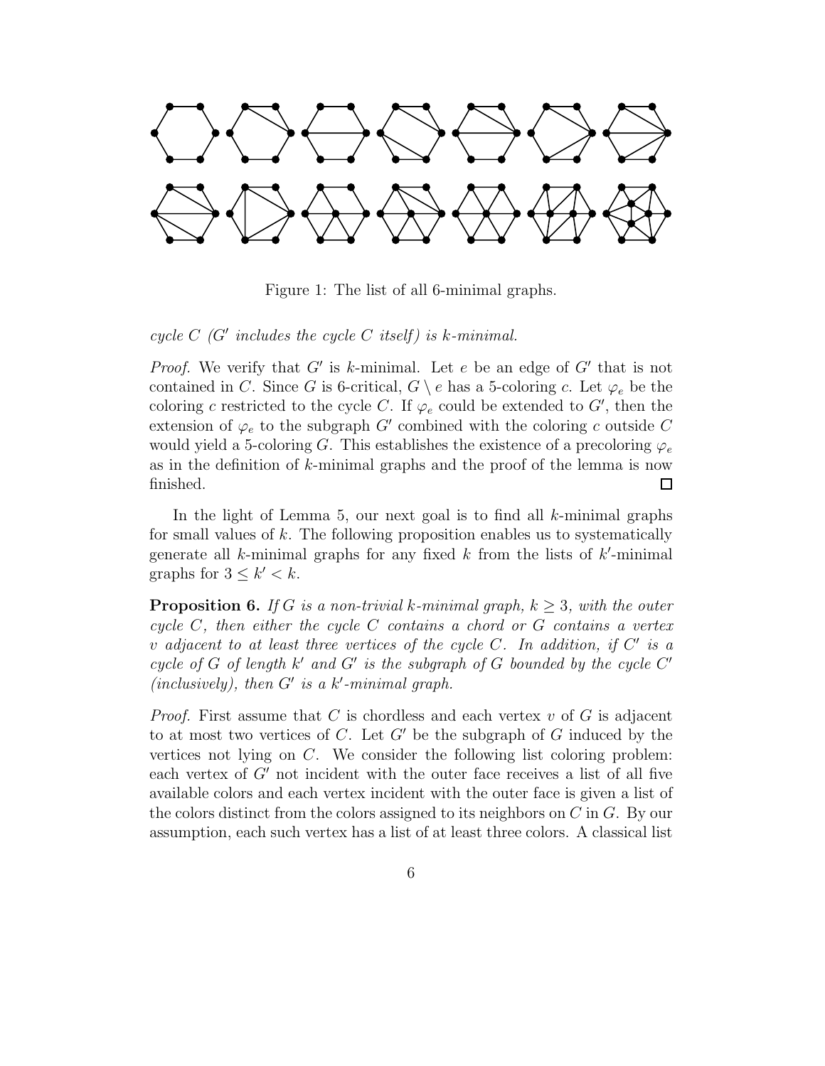Figure 1: The list of all 6-minimal graphs.

*cycle $C$ ($G'$ includes the cycle $C$ itself) is $k$-minimal.*

*Proof.* We verify that $G'$ is $k$-minimal. Let $e$ be an edge of $G'$ that is not contained in $C$. Since $G$ is 6-critical, $G \setminus e$ has a 5-coloring $c$. Let $\varphi_e$ be the coloring $c$ restricted to the cycle $C$. If $\varphi_e$ could be extended to $G'$, then the extension of $\varphi_e$ to the subgraph $G'$ combined with the coloring $c$ outside $C$ would yield a 5-coloring $G$. This establishes the existence of a precoloring $\varphi_e$ as in the definition of $k$-minimal graphs and the proof of the lemma is now finished. □

In the light of Lemma 5, our next goal is to find all $k$-minimal graphs for small values of $k$. The following proposition enables us to systematically generate all $k$-minimal graphs for any fixed $k$ from the lists of $k'$-minimal graphs for $3 \leq k' < k$.

**Proposition 6.** *If $G$ is a non-trivial $k$-minimal graph, $k \geq 3$, with the outer cycle $C$, then either the cycle $C$ contains a chord or $G$ contains a vertex $v$ adjacent to at least three vertices of the cycle $C$. In addition, if $C'$ is a cycle of $G$ of length $k'$ and $G'$ is the subgraph of $G$ bounded by the cycle $C'$ (inclusively), then $G'$ is a $k'$-minimal graph.*

*Proof.* First assume that $C$ is chordless and each vertex $v$ of $G$ is adjacent to at most two vertices of $C$. Let $G'$ be the subgraph of $G$ induced by the vertices not lying on $C$. We consider the following list coloring problem: each vertex of $G'$ not incident with the outer face receives a list of all five available colors and each vertex incident with the outer face is given a list of the colors distinct from the colors assigned to its neighbors on $C$ in $G$. By our assumption, each such vertex has a list of at least three colors. A classical list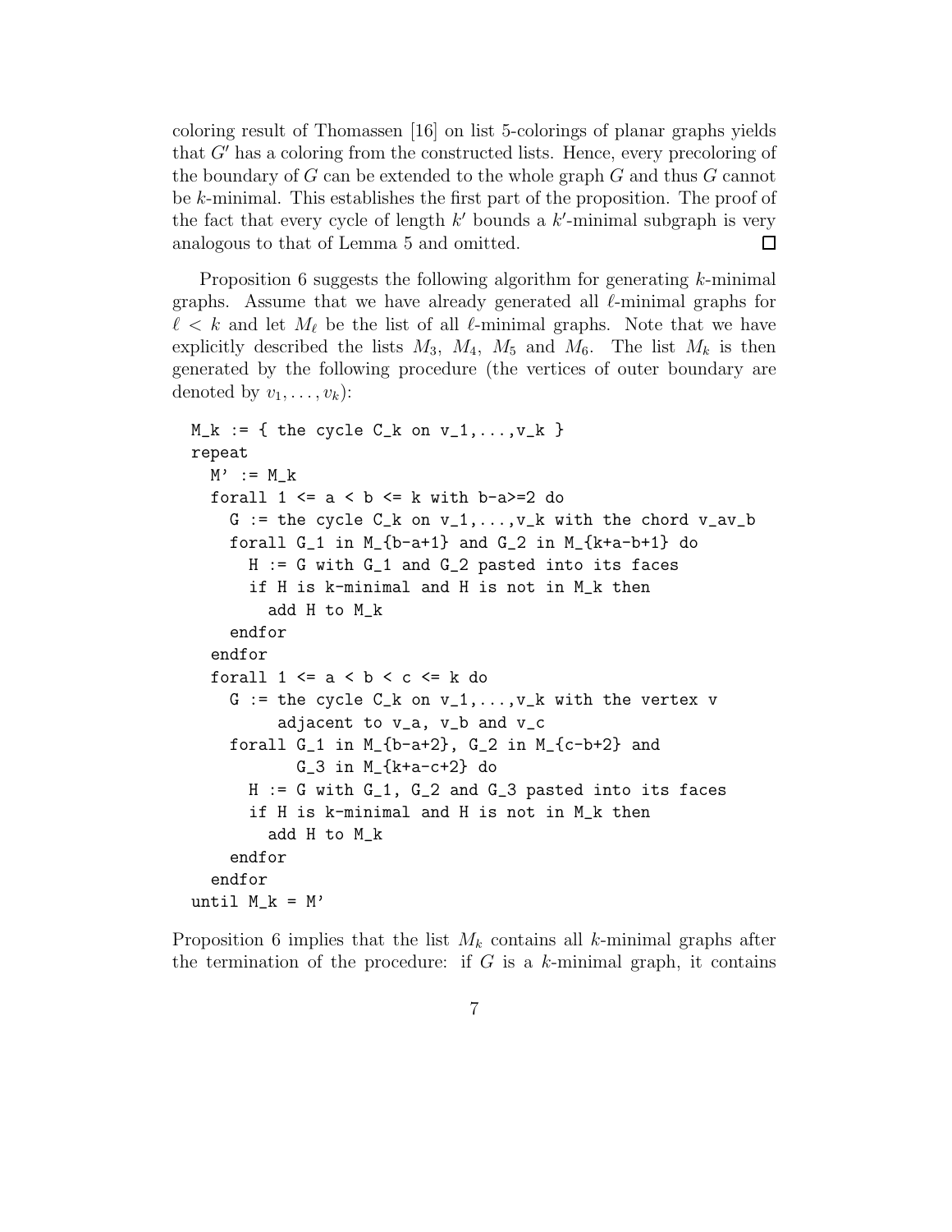coloring result of Thomassen [16] on list 5-colorings of planar graphs yields that $G'$ has a coloring from the constructed lists. Hence, every precoloring of the boundary of $G$ can be extended to the whole graph $G$ and thus $G$ cannot be $k$-minimal. This establishes the first part of the proposition. The proof of the fact that every cycle of length $k'$ bounds a $k'$-minimal subgraph is very analogous to that of Lemma 5 and omitted. □

Proposition 6 suggests the following algorithm for generating $k$-minimal graphs. Assume that we have already generated all $\ell$-minimal graphs for $\ell < k$ and let $M_\ell$ be the list of all $\ell$-minimal graphs. Note that we have explicitly described the lists $M_3$, $M_4$, $M_5$ and $M_6$. The list $M_k$ is then generated by the following procedure (the vertices of outer boundary are denoted by $v_1, \ldots, v_k$):

```
M_k := { the cycle C_k on v_1,...,v_k }
repeat
  M' := M_k
  forall 1 <= a < b <= k with b-a>=2 do
    G := the cycle C_k on v_1,...,v_k with the chord v_av_b
    forall G_1 in M_{b-a+1} and G_2 in M_{k+a-b+1} do
      H := G with G_1 and G_2 pasted into its faces
      if H is k-minimal and H is not in M_k then
        add H to M_k
    endfor
  endfor
  forall 1 <= a < b < c <= k do
    G := the cycle C_k on v_1,...,v_k with the vertex v
         adjacent to v_a, v_b and v_c
    forall G_1 in M_{b-a+2}, G_2 in M_{c-b+2} and
           G_3 in M_{k+a-c+2} do
      H := G with G_1, G_2 and G_3 pasted into its faces
      if H is k-minimal and H is not in M_k then
        add H to M_k
    endfor
  endfor
until M_k = M'
```

Proposition 6 implies that the list $M_k$ contains all $k$-minimal graphs after the termination of the procedure: if $G$ is a $k$-minimal graph, it contains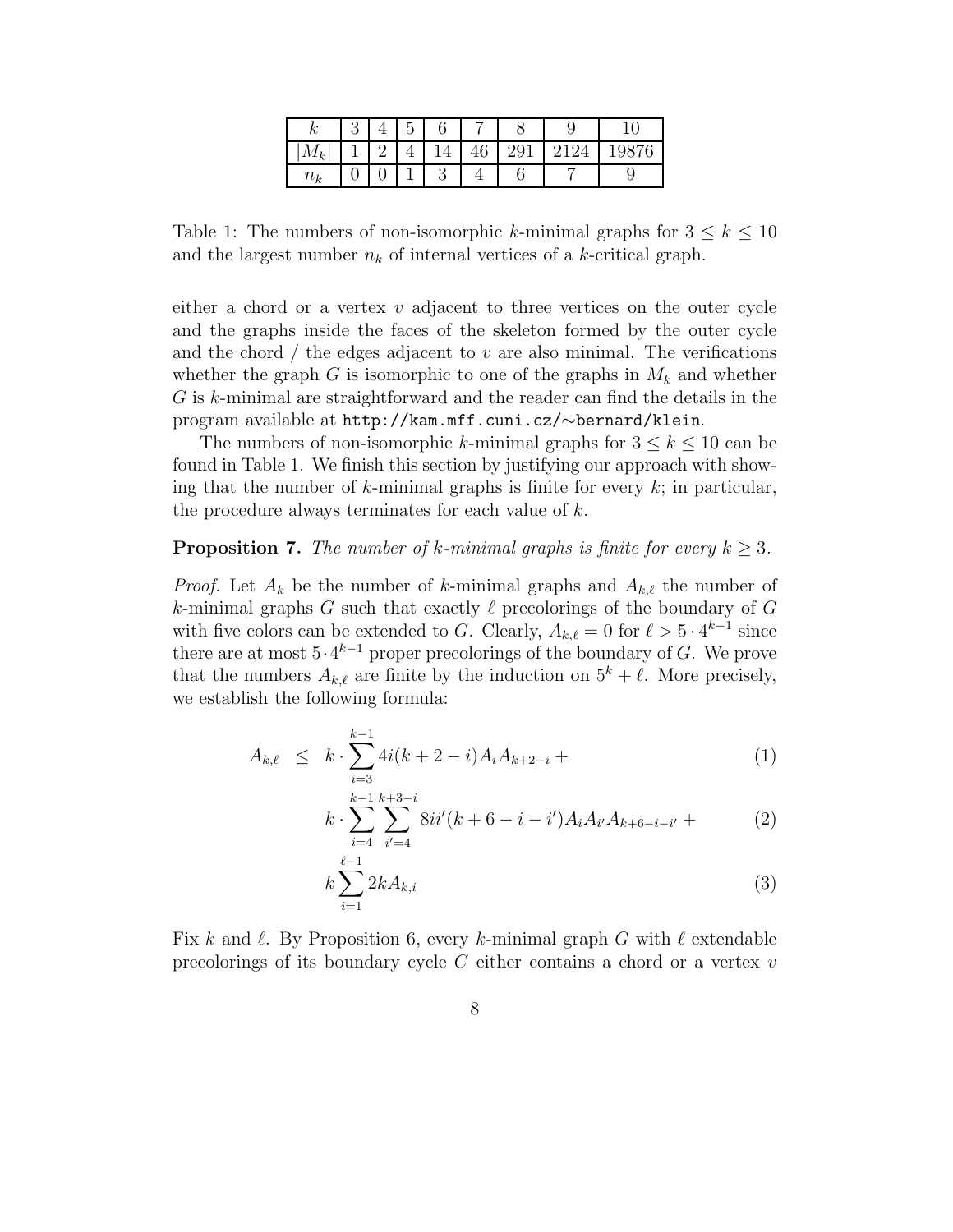| $k$ | 3 | 4 | 5 | 6 | 7 | 8 | 9 | 10 |
|---|---|---|---|---|---|---|---|---|
| $\lvert M_k \rvert$ | 1 | 2 | 4 | 14 | 46 | 291 | 2124 | 19876 |
| $n_k$ | 0 | 0 | 1 | 3 | 4 | 6 | 7 | 9 |

Table 1: The numbers of non-isomorphic $k$-minimal graphs for $3 \leq k \leq 10$ and the largest number $n_k$ of internal vertices of a $k$-critical graph.

either a chord or a vertex $v$ adjacent to three vertices on the outer cycle and the graphs inside the faces of the skeleton formed by the outer cycle and the chord / the edges adjacent to $v$ are also minimal. The verifications whether the graph $G$ is isomorphic to one of the graphs in $M_k$ and whether $G$ is $k$-minimal are straightforward and the reader can find the details in the program available at `http://kam.mff.cuni.cz/∼bernard/klein`.

The numbers of non-isomorphic $k$-minimal graphs for $3 \leq k \leq 10$ can be found in Table 1. We finish this section by justifying our approach with showing that the number of $k$-minimal graphs is finite for every $k$; in particular, the procedure always terminates for each value of $k$.

**Proposition 7.** *The number of $k$-minimal graphs is finite for every $k \geq 3$.*

*Proof.* Let $A_k$ be the number of $k$-minimal graphs and $A_{k,\ell}$ the number of $k$-minimal graphs $G$ such that exactly $\ell$ precolorings of the boundary of $G$ with five colors can be extended to $G$. Clearly, $A_{k,\ell} = 0$ for $\ell > 5 \cdot 4^{k-1}$ since there are at most $5 \cdot 4^{k-1}$ proper precolorings of the boundary of $G$. We prove that the numbers $A_{k,\ell}$ are finite by the induction on $5^k + \ell$. More precisely, we establish the following formula:

$$
\begin{aligned}
A_{k,\ell} \quad \leq \quad & k \cdot \sum_{i=3}^{k-1} 4i(k+2-i)A_i A_{k+2-i} + & (1)\\
& k \cdot \sum_{i=4}^{k-1} \sum_{i'=4}^{k+3-i} 8ii'(k+6-i-i')A_i A_{i'} A_{k+6-i-i'} + & (2)\\
& k \sum_{i=1}^{\ell-1} 2k A_{k,i} & (3)
\end{aligned}
$$

Fix $k$ and $\ell$. By Proposition 6, every $k$-minimal graph $G$ with $\ell$ extendable precolorings of its boundary cycle $C$ either contains a chord or a vertex $v$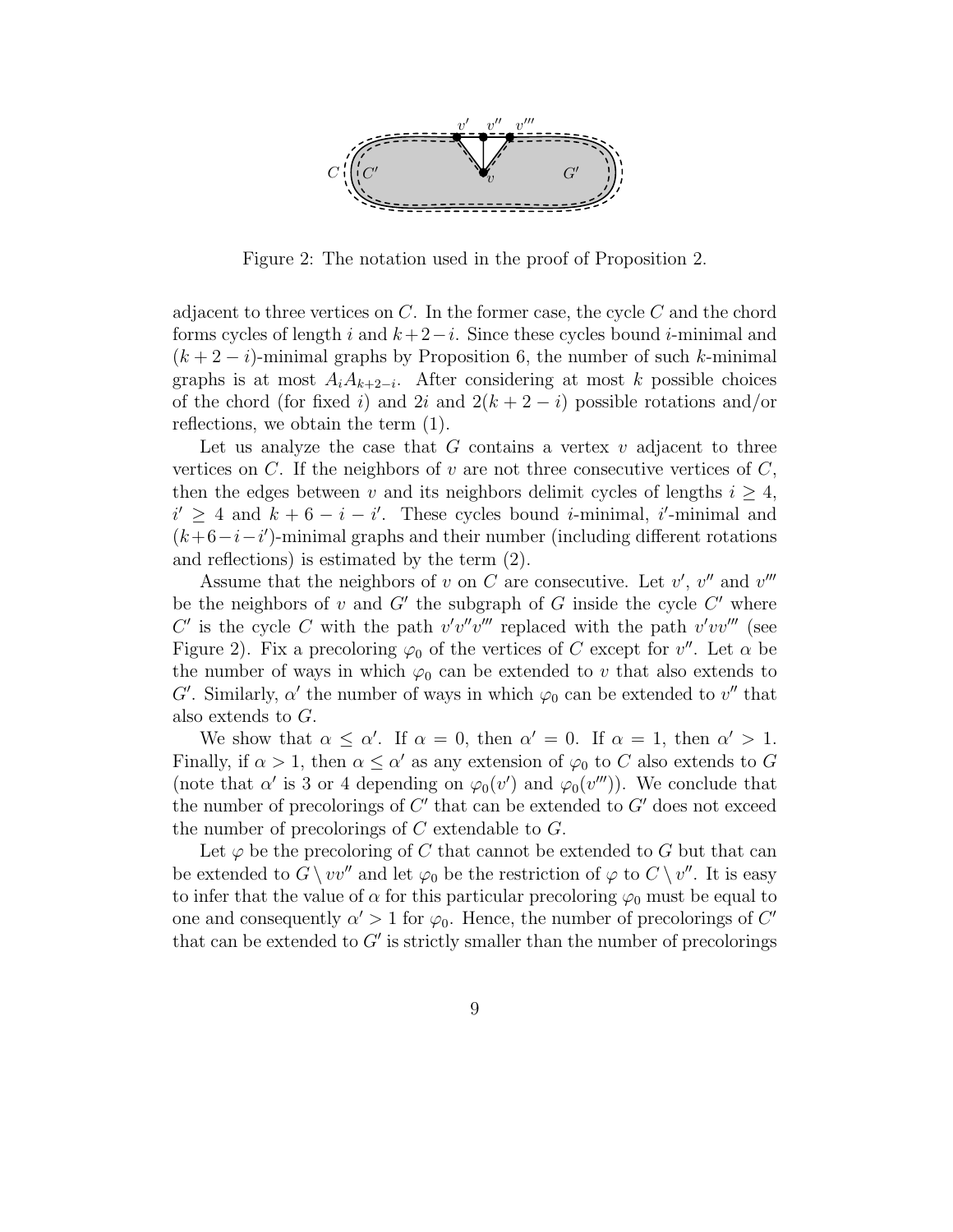Figure 2: The notation used in the proof of Proposition 2.

adjacent to three vertices on $C$. In the former case, the cycle $C$ and the chord forms cycles of length $i$ and $k+2-i$. Since these cycles bound $i$-minimal and $(k+2-i)$-minimal graphs by Proposition 6, the number of such $k$-minimal graphs is at most $A_i A_{k+2-i}$. After considering at most $k$ possible choices of the chord (for fixed $i$) and $2i$ and $2(k+2-i)$ possible rotations and/or reflections, we obtain the term (1).

Let us analyze the case that $G$ contains a vertex $v$ adjacent to three vertices on $C$. If the neighbors of $v$ are not three consecutive vertices of $C$, then the edges between $v$ and its neighbors delimit cycles of lengths $i \geq 4$, $i' \geq 4$ and $k+6-i-i'$. These cycles bound $i$-minimal, $i'$-minimal and $(k+6-i-i')$-minimal graphs and their number (including different rotations and reflections) is estimated by the term (2).

Assume that the neighbors of $v$ on $C$ are consecutive. Let $v'$, $v''$ and $v'''$ be the neighbors of $v$ and $G'$ the subgraph of $G$ inside the cycle $C'$ where $C'$ is the cycle $C$ with the path $v'v''v'''$ replaced with the path $v'vv'''$ (see Figure 2). Fix a precoloring $\varphi_0$ of the vertices of $C$ except for $v''$. Let $\alpha$ be the number of ways in which $\varphi_0$ can be extended to $v$ that also extends to $G'$. Similarly, $\alpha'$ the number of ways in which $\varphi_0$ can be extended to $v''$ that also extends to $G$.

We show that $\alpha \leq \alpha'$. If $\alpha = 0$, then $\alpha' = 0$. If $\alpha = 1$, then $\alpha' > 1$. Finally, if $\alpha > 1$, then $\alpha \leq \alpha'$ as any extension of $\varphi_0$ to $C$ also extends to $G$ (note that $\alpha'$ is 3 or 4 depending on $\varphi_0(v')$ and $\varphi_0(v''')$). We conclude that the number of precolorings of $C'$ that can be extended to $G'$ does not exceed the number of precolorings of $C$ extendable to $G$.

Let $\varphi$ be the precoloring of $C$ that cannot be extended to $G$ but that can be extended to $G \setminus vv''$ and let $\varphi_0$ be the restriction of $\varphi$ to $C \setminus v''$. It is easy to infer that the value of $\alpha$ for this particular precoloring $\varphi_0$ must be equal to one and consequently $\alpha' > 1$ for $\varphi_0$. Hence, the number of precolorings of $C'$ that can be extended to $G'$ is strictly smaller than the number of precolorings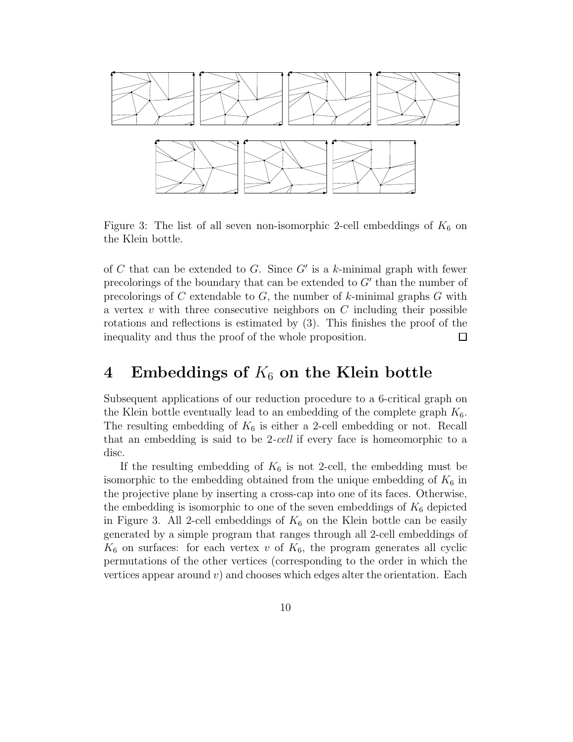Figure 3: The list of all seven non-isomorphic 2-cell embeddings of $K_6$ on the Klein bottle.

of $C$ that can be extended to $G$. Since $G'$ is a $k$-minimal graph with fewer precolorings of the boundary that can be extended to $G'$ than the number of precolorings of $C$ extendable to $G$, the number of $k$-minimal graphs $G$ with a vertex $v$ with three consecutive neighbors on $C$ including their possible rotations and reflections is estimated by (3). This finishes the proof of the inequality and thus the proof of the whole proposition. □

## 4 Embeddings of $K_6$ on the Klein bottle

Subsequent applications of our reduction procedure to a 6-critical graph on the Klein bottle eventually lead to an embedding of the complete graph $K_6$. The resulting embedding of $K_6$ is either a 2-cell embedding or not. Recall that an embedding is said to be *2-cell* if every face is homeomorphic to a disc.

If the resulting embedding of $K_6$ is not 2-cell, the embedding must be isomorphic to the embedding obtained from the unique embedding of $K_6$ in the projective plane by inserting a cross-cap into one of its faces. Otherwise, the embedding is isomorphic to one of the seven embeddings of $K_6$ depicted in Figure 3. All 2-cell embeddings of $K_6$ on the Klein bottle can be easily generated by a simple program that ranges through all 2-cell embeddings of $K_6$ on surfaces: for each vertex $v$ of $K_6$, the program generates all cyclic permutations of the other vertices (corresponding to the order in which the vertices appear around $v$) and chooses which edges alter the orientation. Each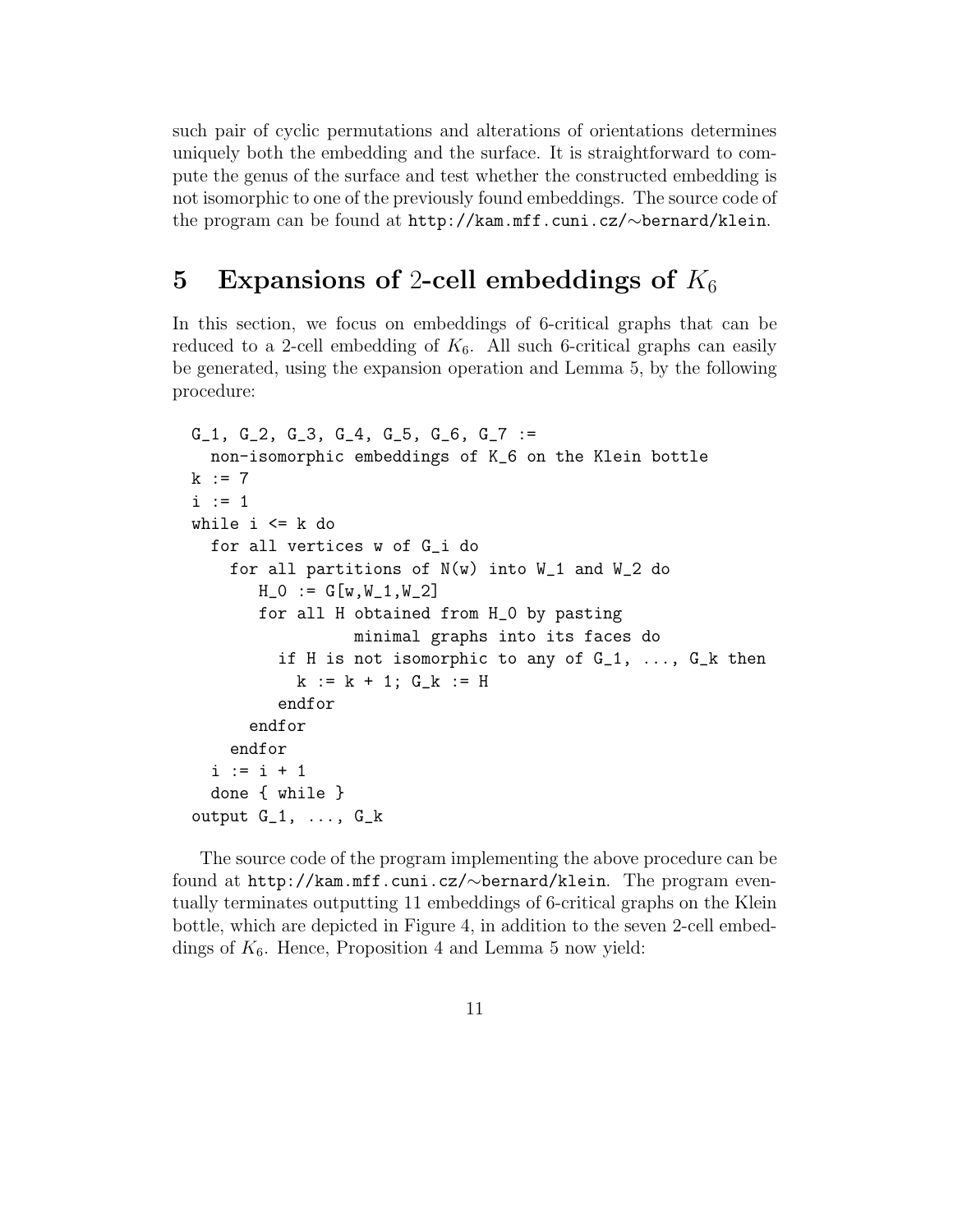such pair of cyclic permutations and alterations of orientations determines uniquely both the embedding and the surface. It is straightforward to compute the genus of the surface and test whether the constructed embedding is not isomorphic to one of the previously found embeddings. The source code of the program can be found at `http://kam.mff.cuni.cz/~bernard/klein`.

## 5 Expansions of 2-cell embeddings of $K_6$

In this section, we focus on embeddings of 6-critical graphs that can be reduced to a 2-cell embedding of $K_6$. All such 6-critical graphs can easily be generated, using the expansion operation and Lemma 5, by the following procedure:

```
G_1, G_2, G_3, G_4, G_5, G_6, G_7 :=
  non-isomorphic embeddings of K_6 on the Klein bottle
k := 7
i := 1
while i <= k do
  for all vertices w of G_i do
    for all partitions of N(w) into W_1 and W_2 do
       H_0 := G[w,W_1,W_2]
       for all H obtained from H_0 by pasting
                 minimal graphs into its faces do
         if H is not isomorphic to any of G_1, ..., G_k then
           k := k + 1; G_k := H
         endfor
      endfor
    endfor
  i := i + 1
  done { while }
output G_1, ..., G_k
```

The source code of the program implementing the above procedure can be found at `http://kam.mff.cuni.cz/~bernard/klein`. The program eventually terminates outputting 11 embeddings of 6-critical graphs on the Klein bottle, which are depicted in Figure 4, in addition to the seven 2-cell embeddings of $K_6$. Hence, Proposition 4 and Lemma 5 now yield: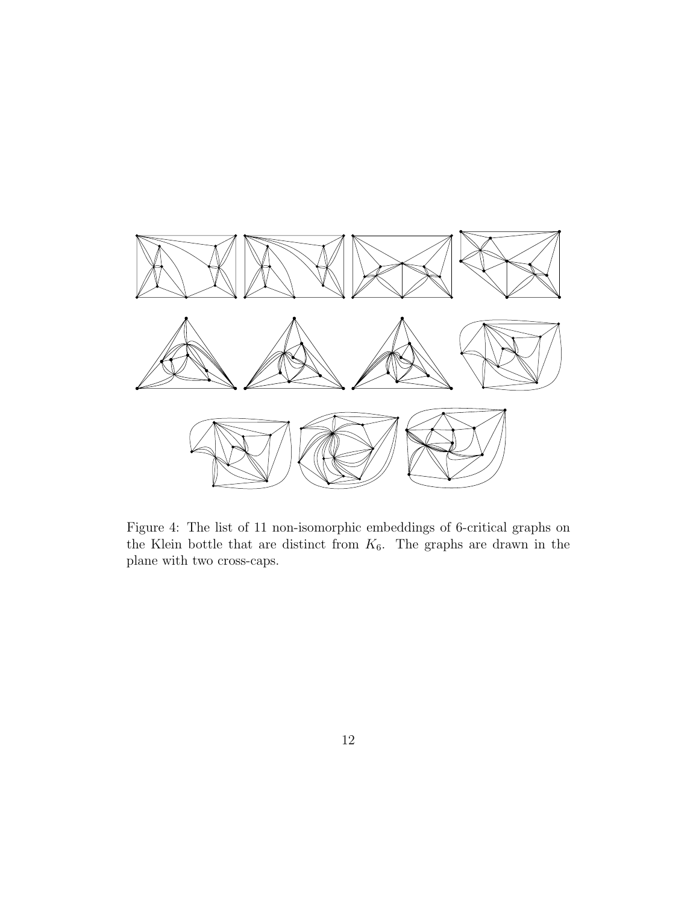Figure 4: The list of 11 non-isomorphic embeddings of 6-critical graphs on the Klein bottle that are distinct from $K_6$. The graphs are drawn in the plane with two cross-caps.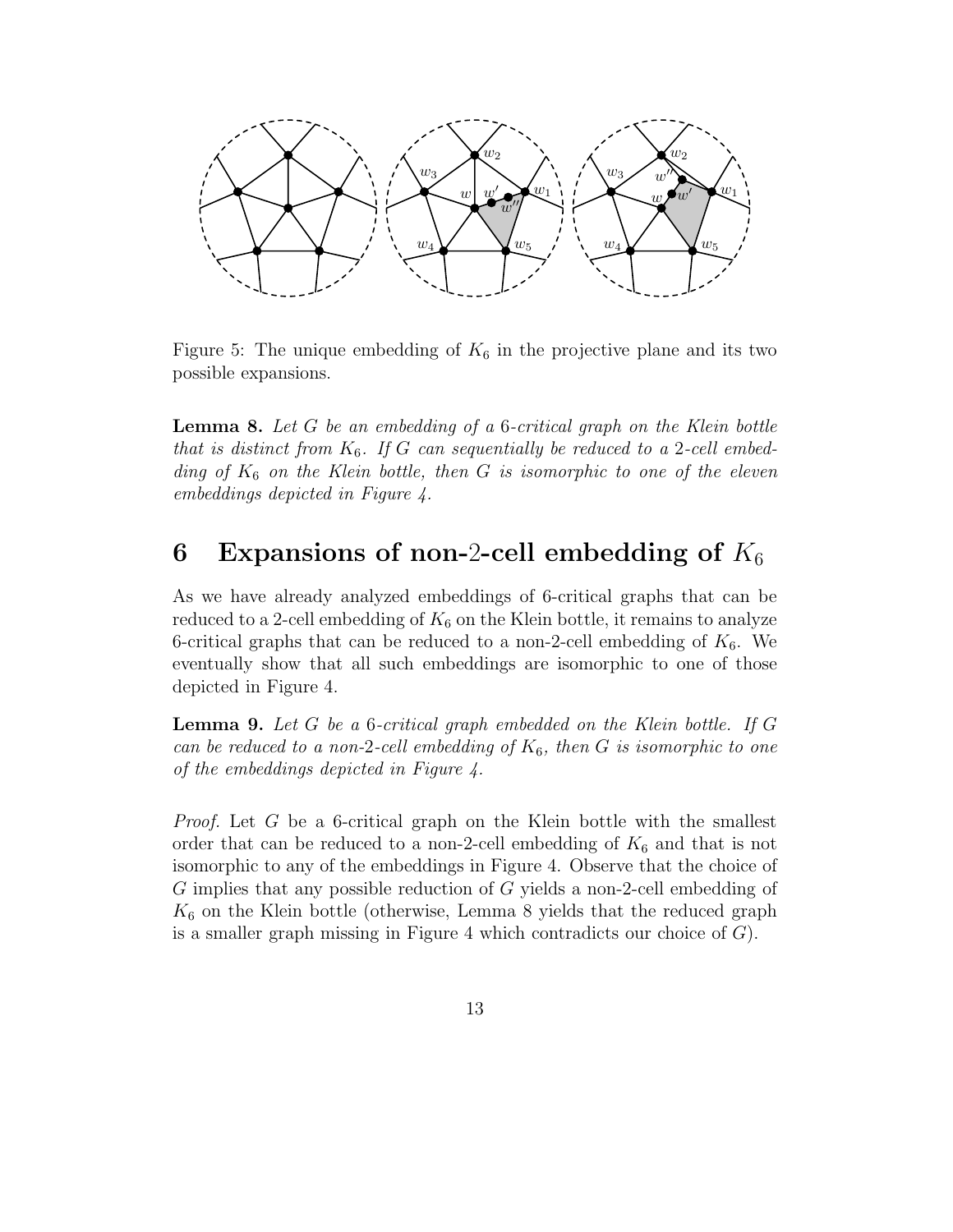Figure 5: The unique embedding of $K_6$ in the projective plane and its two possible expansions.

**Lemma 8.** *Let $G$ be an embedding of a 6-critical graph on the Klein bottle that is distinct from $K_6$. If $G$ can sequentially be reduced to a 2-cell embedding of $K_6$ on the Klein bottle, then $G$ is isomorphic to one of the eleven embeddings depicted in Figure 4.*

## 6 Expansions of non-2-cell embedding of $K_6$

As we have already analyzed embeddings of 6-critical graphs that can be reduced to a 2-cell embedding of $K_6$ on the Klein bottle, it remains to analyze 6-critical graphs that can be reduced to a non-2-cell embedding of $K_6$. We eventually show that all such embeddings are isomorphic to one of those depicted in Figure 4.

**Lemma 9.** *Let $G$ be a 6-critical graph embedded on the Klein bottle. If $G$ can be reduced to a non-2-cell embedding of $K_6$, then $G$ is isomorphic to one of the embeddings depicted in Figure 4.*

*Proof.* Let $G$ be a 6-critical graph on the Klein bottle with the smallest order that can be reduced to a non-2-cell embedding of $K_6$ and that is not isomorphic to any of the embeddings in Figure 4. Observe that the choice of $G$ implies that any possible reduction of $G$ yields a non-2-cell embedding of $K_6$ on the Klein bottle (otherwise, Lemma 8 yields that the reduced graph is a smaller graph missing in Figure 4 which contradicts our choice of $G$).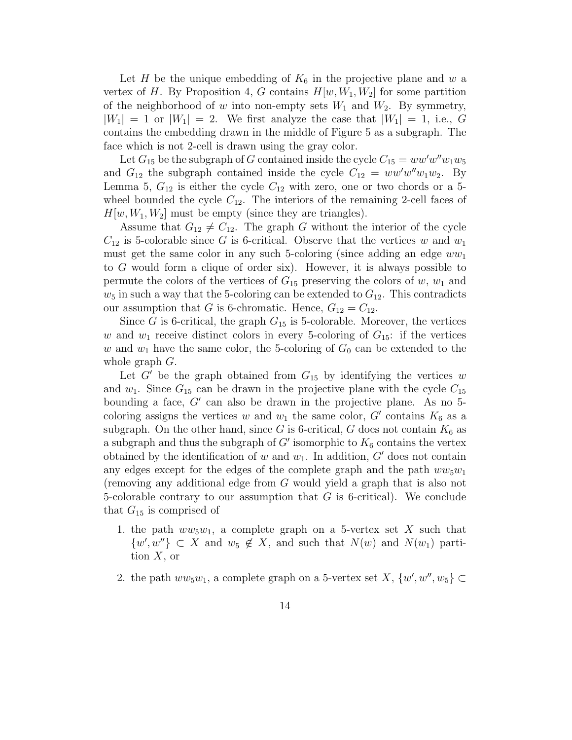Let $H$ be the unique embedding of $K_6$ in the projective plane and $w$ a vertex of $H$. By Proposition 4, $G$ contains $H[w, W_1, W_2]$ for some partition of the neighborhood of $w$ into non-empty sets $W_1$ and $W_2$. By symmetry, $|W_1| = 1$ or $|W_1| = 2$. We first analyze the case that $|W_1| = 1$, i.e., $G$ contains the embedding drawn in the middle of Figure 5 as a subgraph. The face which is not 2-cell is drawn using the gray color.

Let $G_{15}$ be the subgraph of $G$ contained inside the cycle $C_{15} = ww'w''w_1w_5$ and $G_{12}$ the subgraph contained inside the cycle $C_{12} = ww'w''w_1w_2$. By Lemma 5, $G_{12}$ is either the cycle $C_{12}$ with zero, one or two chords or a 5-wheel bounded the cycle $C_{12}$. The interiors of the remaining 2-cell faces of $H[w, W_1, W_2]$ must be empty (since they are triangles).

Assume that $G_{12} \neq C_{12}$. The graph $G$ without the interior of the cycle $C_{12}$ is 5-colorable since $G$ is 6-critical. Observe that the vertices $w$ and $w_1$ must get the same color in any such 5-coloring (since adding an edge $ww_1$ to $G$ would form a clique of order six). However, it is always possible to permute the colors of the vertices of $G_{15}$ preserving the colors of $w$, $w_1$ and $w_5$ in such a way that the 5-coloring can be extended to $G_{12}$. This contradicts our assumption that $G$ is 6-chromatic. Hence, $G_{12} = C_{12}$.

Since $G$ is 6-critical, the graph $G_{15}$ is 5-colorable. Moreover, the vertices $w$ and $w_1$ receive distinct colors in every 5-coloring of $G_{15}$: if the vertices $w$ and $w_1$ have the same color, the 5-coloring of $G_0$ can be extended to the whole graph $G$.

Let $G'$ be the graph obtained from $G_{15}$ by identifying the vertices $w$ and $w_1$. Since $G_{15}$ can be drawn in the projective plane with the cycle $C_{15}$ bounding a face, $G'$ can also be drawn in the projective plane. As no 5-coloring assigns the vertices $w$ and $w_1$ the same color, $G'$ contains $K_6$ as a subgraph. On the other hand, since $G$ is 6-critical, $G$ does not contain $K_6$ as a subgraph and thus the subgraph of $G'$ isomorphic to $K_6$ contains the vertex obtained by the identification of $w$ and $w_1$. In addition, $G'$ does not contain any edges except for the edges of the complete graph and the path $ww_5w_1$ (removing any additional edge from $G$ would yield a graph that is also not 5-colorable contrary to our assumption that $G$ is 6-critical). We conclude that $G_{15}$ is comprised of

1. the path $ww_5w_1$, a complete graph on a 5-vertex set $X$ such that $\{w', w''\} \subset X$ and $w_5 \notin X$, and such that $N(w)$ and $N(w_1)$ partition $X$, or
2. the path $ww_5w_1$, a complete graph on a 5-vertex set $X$, $\{w', w'', w_5\} \subset$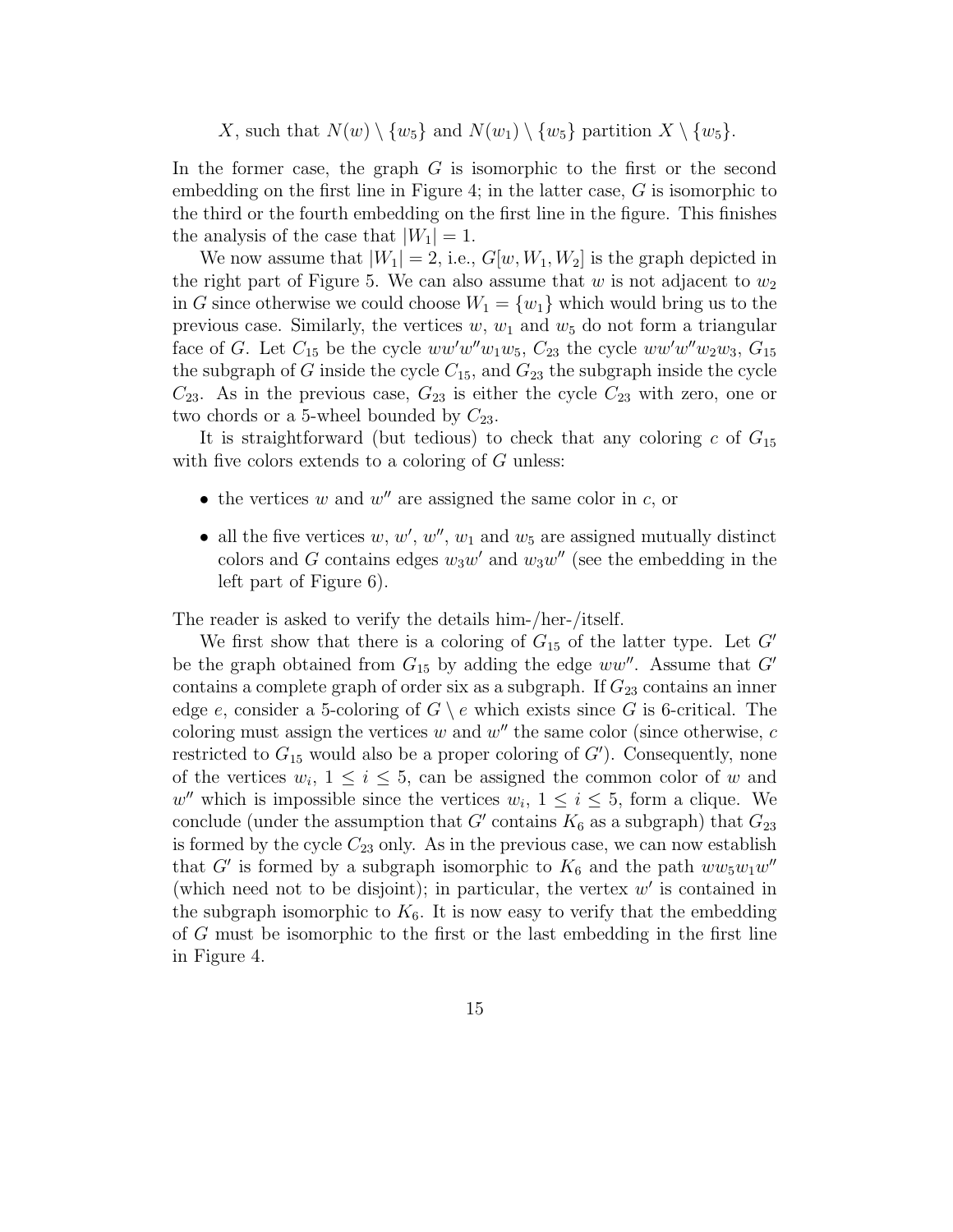$X$, such that $N(w) \setminus \{w_5\}$ and $N(w_1) \setminus \{w_5\}$ partition $X \setminus \{w_5\}$.

In the former case, the graph $G$ is isomorphic to the first or the second embedding on the first line in Figure 4; in the latter case, $G$ is isomorphic to the third or the fourth embedding on the first line in the figure. This finishes the analysis of the case that $|W_1| = 1$.

We now assume that $|W_1| = 2$, i.e., $G[w, W_1, W_2]$ is the graph depicted in the right part of Figure 5. We can also assume that $w$ is not adjacent to $w_2$ in $G$ since otherwise we could choose $W_1 = \{w_1\}$ which would bring us to the previous case. Similarly, the vertices $w$, $w_1$ and $w_5$ do not form a triangular face of $G$. Let $C_{15}$ be the cycle $ww'w''w_1w_5$, $C_{23}$ the cycle $ww'w''w_2w_3$, $G_{15}$ the subgraph of $G$ inside the cycle $C_{15}$, and $G_{23}$ the subgraph inside the cycle $C_{23}$. As in the previous case, $G_{23}$ is either the cycle $C_{23}$ with zero, one or two chords or a 5-wheel bounded by $C_{23}$.

It is straightforward (but tedious) to check that any coloring $c$ of $G_{15}$ with five colors extends to a coloring of $G$ unless:

- the vertices $w$ and $w''$ are assigned the same color in $c$, or
- all the five vertices $w$, $w'$, $w''$, $w_1$ and $w_5$ are assigned mutually distinct colors and $G$ contains edges $w_3w'$ and $w_3w''$ (see the embedding in the left part of Figure 6).

The reader is asked to verify the details him-/her-/itself.

We first show that there is a coloring of $G_{15}$ of the latter type. Let $G'$ be the graph obtained from $G_{15}$ by adding the edge $ww''$. Assume that $G'$ contains a complete graph of order six as a subgraph. If $G_{23}$ contains an inner edge $e$, consider a 5-coloring of $G \setminus e$ which exists since $G$ is 6-critical. The coloring must assign the vertices $w$ and $w''$ the same color (since otherwise, $c$ restricted to $G_{15}$ would also be a proper coloring of $G'$). Consequently, none of the vertices $w_i$, $1 \leq i \leq 5$, can be assigned the common color of $w$ and $w''$ which is impossible since the vertices $w_i$, $1 \leq i \leq 5$, form a clique. We conclude (under the assumption that $G'$ contains $K_6$ as a subgraph) that $G_{23}$ is formed by the cycle $C_{23}$ only. As in the previous case, we can now establish that $G'$ is formed by a subgraph isomorphic to $K_6$ and the path $ww_5w_1w''$ (which need not to be disjoint); in particular, the vertex $w'$ is contained in the subgraph isomorphic to $K_6$. It is now easy to verify that the embedding of $G$ must be isomorphic to the first or the last embedding in the first line in Figure 4.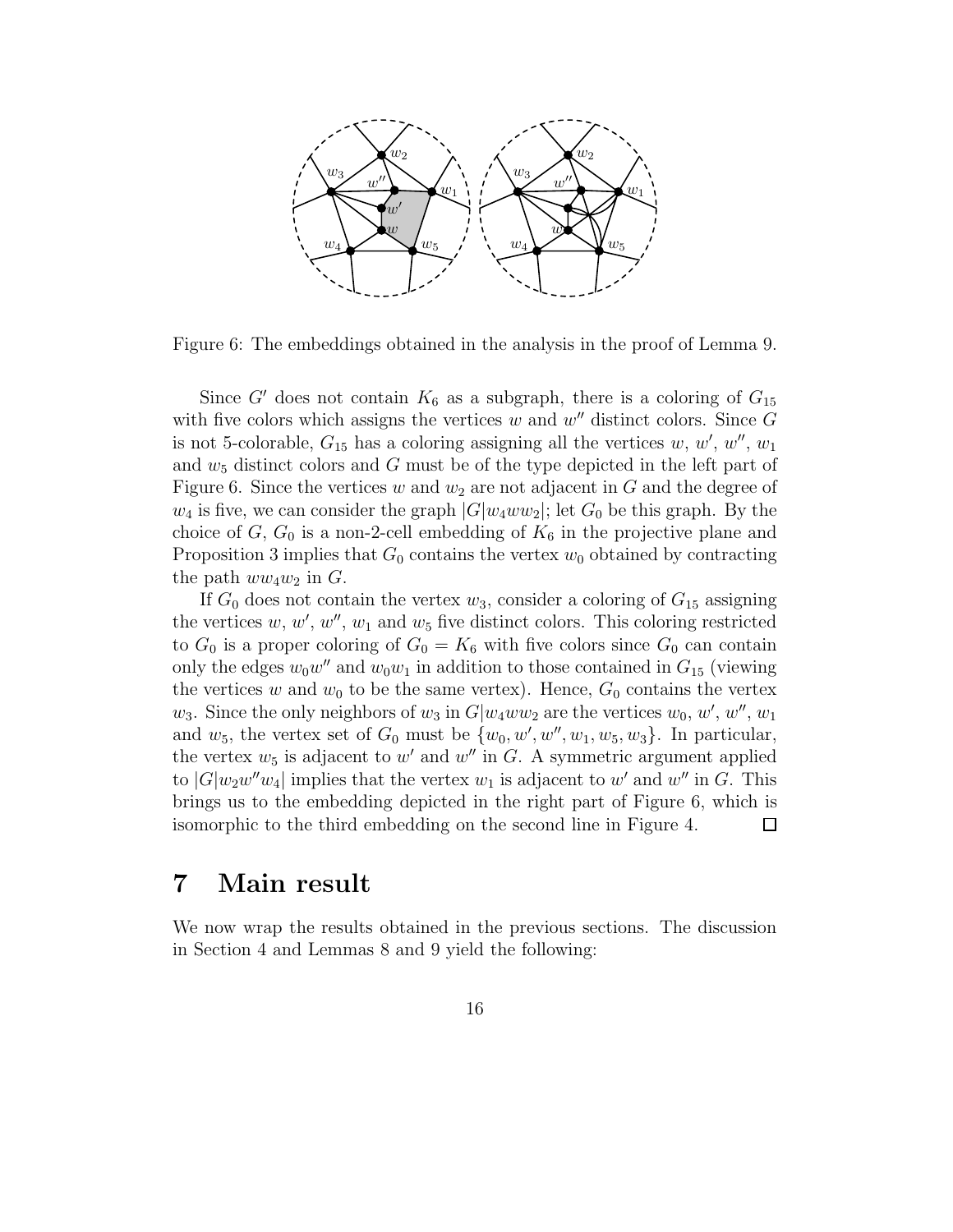Figure 6: The embeddings obtained in the analysis in the proof of Lemma 9.

Since $G'$ does not contain $K_6$ as a subgraph, there is a coloring of $G_{15}$ with five colors which assigns the vertices $w$ and $w''$ distinct colors. Since $G$ is not 5-colorable, $G_{15}$ has a coloring assigning all the vertices $w$, $w'$, $w''$, $w_1$ and $w_5$ distinct colors and $G$ must be of the type depicted in the left part of Figure 6. Since the vertices $w$ and $w_2$ are not adjacent in $G$ and the degree of $w_4$ is five, we can consider the graph $|G|w_4ww_2|$; let $G_0$ be this graph. By the choice of $G$, $G_0$ is a non-2-cell embedding of $K_6$ in the projective plane and Proposition 3 implies that $G_0$ contains the vertex $w_0$ obtained by contracting the path $ww_4w_2$ in $G$.

If $G_0$ does not contain the vertex $w_3$, consider a coloring of $G_{15}$ assigning the vertices $w$, $w'$, $w''$, $w_1$ and $w_5$ five distinct colors. This coloring restricted to $G_0$ is a proper coloring of $G_0 = K_6$ with five colors since $G_0$ can contain only the edges $w_0w''$ and $w_0w_1$ in addition to those contained in $G_{15}$ (viewing the vertices $w$ and $w_0$ to be the same vertex). Hence, $G_0$ contains the vertex $w_3$. Since the only neighbors of $w_3$ in $G|w_4ww_2$ are the vertices $w_0$, $w'$, $w''$, $w_1$ and $w_5$, the vertex set of $G_0$ must be $\{w_0, w', w'', w_1, w_5, w_3\}$. In particular, the vertex $w_5$ is adjacent to $w'$ and $w''$ in $G$. A symmetric argument applied to $|G|w_2w''w_4|$ implies that the vertex $w_1$ is adjacent to $w'$ and $w''$ in $G$. This brings us to the embedding depicted in the right part of Figure 6, which is isomorphic to the third embedding on the second line in Figure 4. □

## 7 Main result

We now wrap the results obtained in the previous sections. The discussion in Section 4 and Lemmas 8 and 9 yield the following: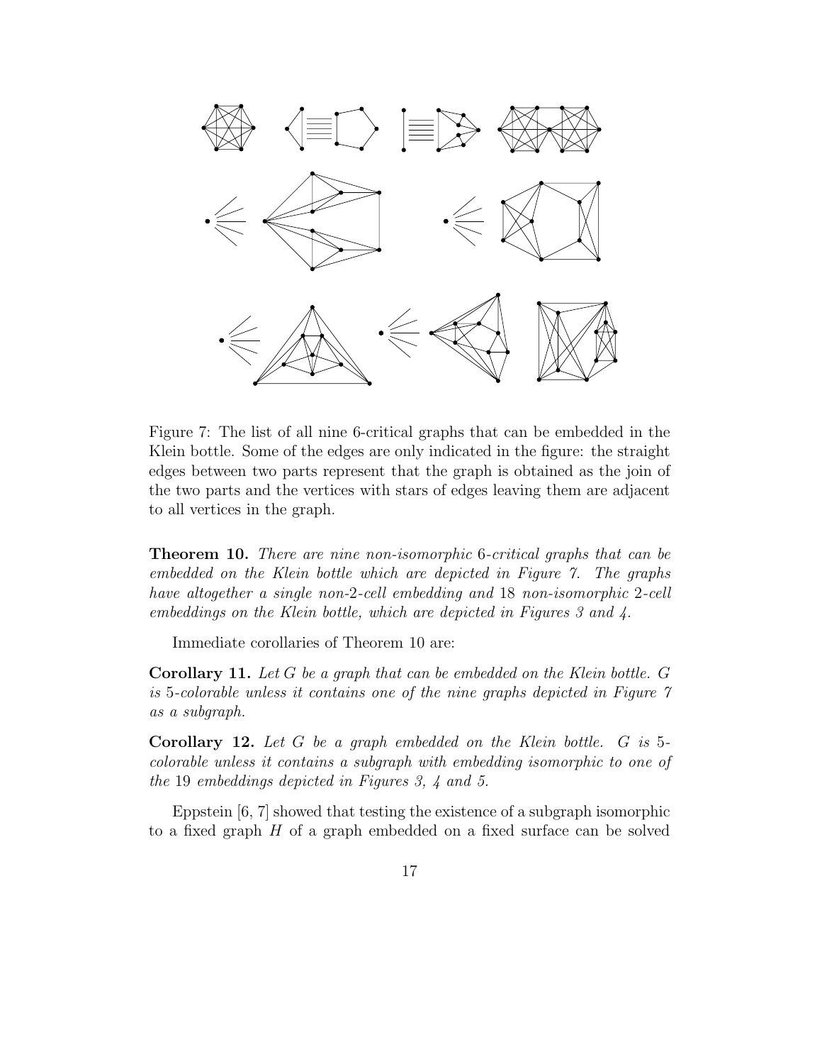Figure 7: The list of all nine 6-critical graphs that can be embedded in the Klein bottle. Some of the edges are only indicated in the figure: the straight edges between two parts represent that the graph is obtained as the join of the two parts and the vertices with stars of edges leaving them are adjacent to all vertices in the graph.

**Theorem 10.** *There are nine non-isomorphic 6-critical graphs that can be embedded on the Klein bottle which are depicted in Figure 7. The graphs have altogether a single non-2-cell embedding and 18 non-isomorphic 2-cell embeddings on the Klein bottle, which are depicted in Figures 3 and 4.*

Immediate corollaries of Theorem 10 are:

**Corollary 11.** *Let $G$ be a graph that can be embedded on the Klein bottle. $G$ is 5-colorable unless it contains one of the nine graphs depicted in Figure 7 as a subgraph.*

**Corollary 12.** *Let $G$ be a graph embedded on the Klein bottle. $G$ is 5-colorable unless it contains a subgraph with embedding isomorphic to one of the 19 embeddings depicted in Figures 3, 4 and 5.*

Eppstein [6, 7] showed that testing the existence of a subgraph isomorphic to a fixed graph $H$ of a graph embedded on a fixed surface can be solved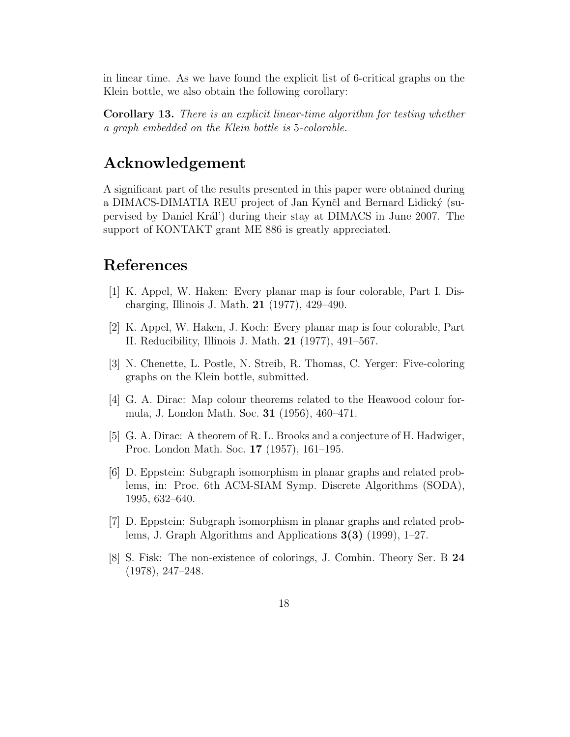in linear time. As we have found the explicit list of 6-critical graphs on the Klein bottle, we also obtain the following corollary:

**Corollary 13.** *There is an explicit linear-time algorithm for testing whether a graph embedded on the Klein bottle is* 5*-colorable.*

# Acknowledgement

A significant part of the results presented in this paper were obtained during a DIMACS-DIMATIA REU project of Jan Kynčl and Bernard Lidický (supervised by Daniel Král') during their stay at DIMACS in June 2007. The support of KONTAKT grant ME 886 is greatly appreciated.

# References

[1] K. Appel, W. Haken: Every planar map is four colorable, Part I. Discharging, Illinois J. Math. **21** (1977), 429–490.

[2] K. Appel, W. Haken, J. Koch: Every planar map is four colorable, Part II. Reducibility, Illinois J. Math. **21** (1977), 491–567.

[3] N. Chenette, L. Postle, N. Streib, R. Thomas, C. Yerger: Five-coloring graphs on the Klein bottle, submitted.

[4] G. A. Dirac: Map colour theorems related to the Heawood colour formula, J. London Math. Soc. **31** (1956), 460–471.

[5] G. A. Dirac: A theorem of R. L. Brooks and a conjecture of H. Hadwiger, Proc. London Math. Soc. **17** (1957), 161–195.

[6] D. Eppstein: Subgraph isomorphism in planar graphs and related problems, in: Proc. 6th ACM-SIAM Symp. Discrete Algorithms (SODA), 1995, 632–640.

[7] D. Eppstein: Subgraph isomorphism in planar graphs and related problems, J. Graph Algorithms and Applications **3(3)** (1999), 1–27.

[8] S. Fisk: The non-existence of colorings, J. Combin. Theory Ser. B **24** (1978), 247–248.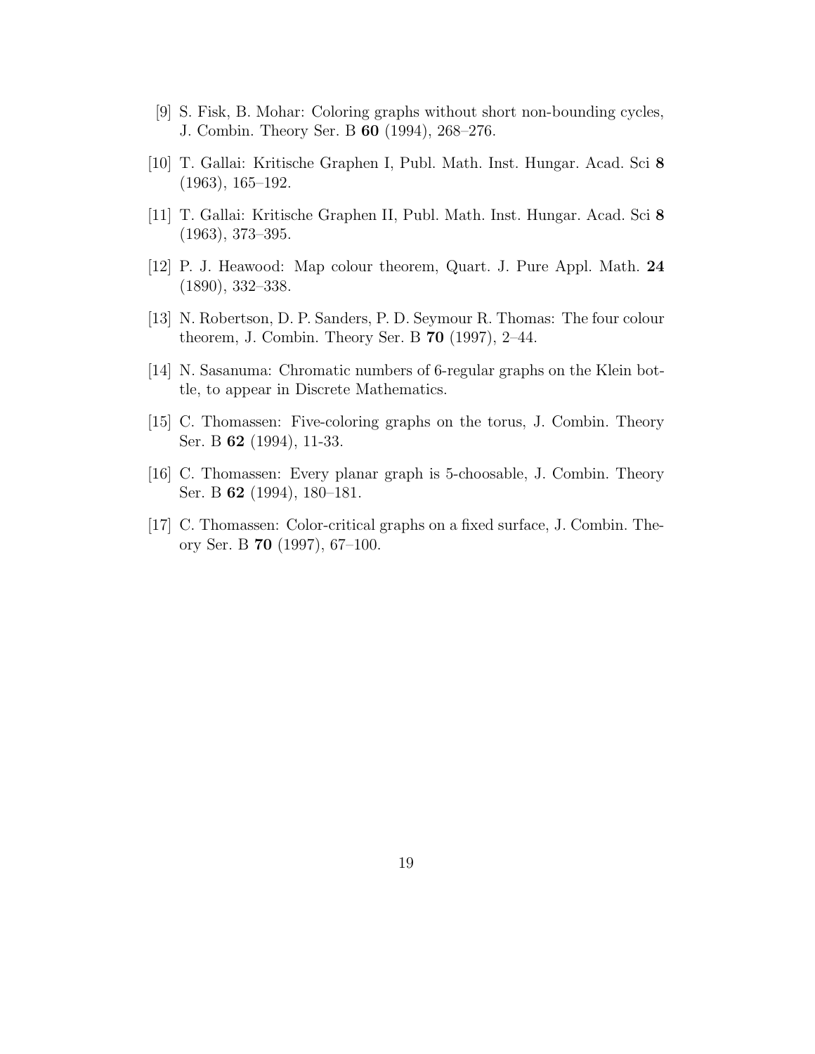[9] S. Fisk, B. Mohar: Coloring graphs without short non-bounding cycles, J. Combin. Theory Ser. B **60** (1994), 268–276.

[10] T. Gallai: Kritische Graphen I, Publ. Math. Inst. Hungar. Acad. Sci **8** (1963), 165–192.

[11] T. Gallai: Kritische Graphen II, Publ. Math. Inst. Hungar. Acad. Sci **8** (1963), 373–395.

[12] P. J. Heawood: Map colour theorem, Quart. J. Pure Appl. Math. **24** (1890), 332–338.

[13] N. Robertson, D. P. Sanders, P. D. Seymour R. Thomas: The four colour theorem, J. Combin. Theory Ser. B **70** (1997), 2–44.

[14] N. Sasanuma: Chromatic numbers of 6-regular graphs on the Klein bottle, to appear in Discrete Mathematics.

[15] C. Thomassen: Five-coloring graphs on the torus, J. Combin. Theory Ser. B **62** (1994), 11-33.

[16] C. Thomassen: Every planar graph is 5-choosable, J. Combin. Theory Ser. B **62** (1994), 180–181.

[17] C. Thomassen: Color-critical graphs on a fixed surface, J. Combin. Theory Ser. B **70** (1997), 67–100.